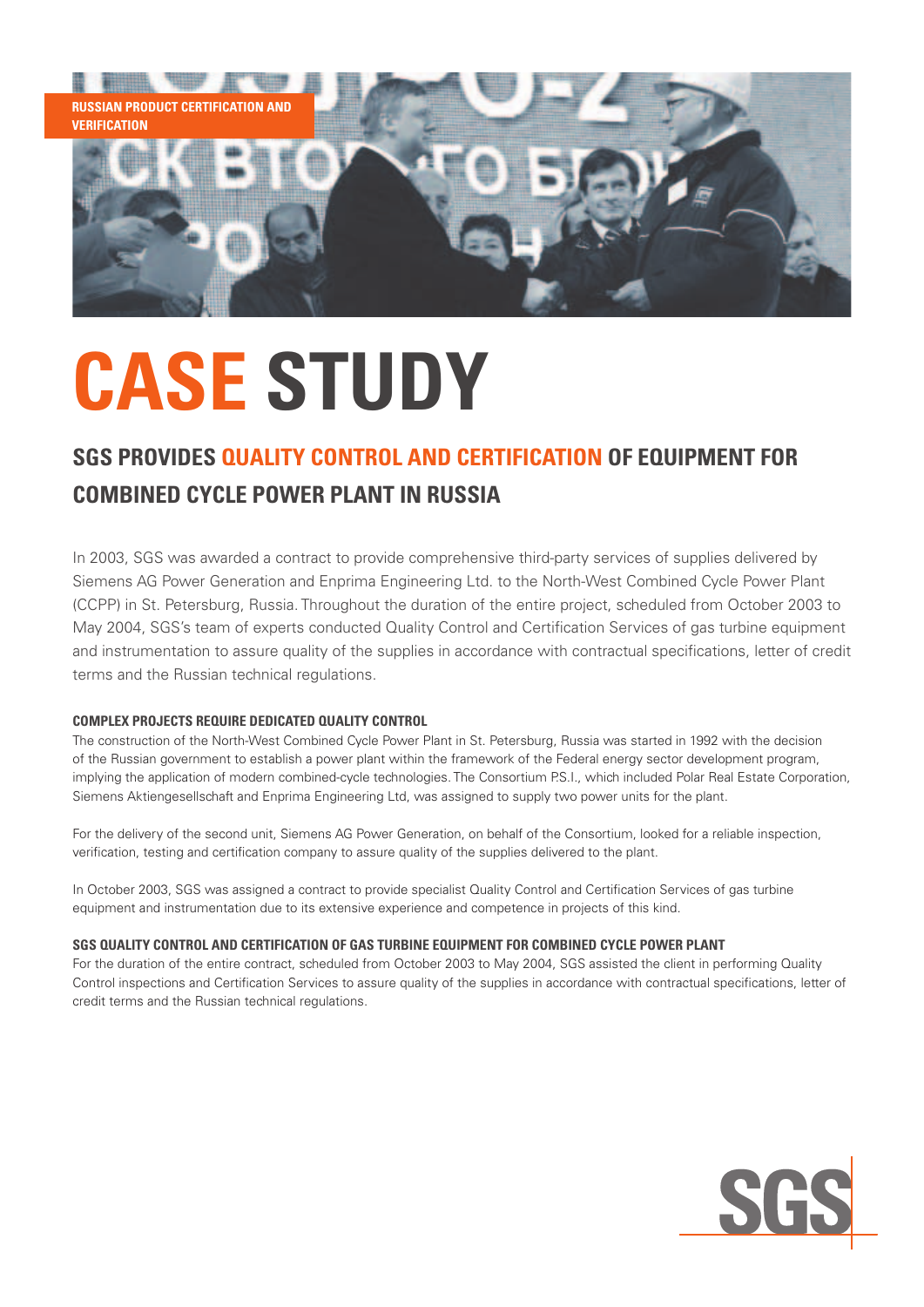RUSSIAN PRODUCT CERTIFICATION AND VERIFICATION

# CASE STUDY

## SGS PROVIDES QUALITY CONTROL AND CERTIFICATION OF EQUIPMENT FOR COMBINED CYCLE POWER PLANT IN RUSSIA

In 2003, SGS was awarded a contract to provide comprehensive third-party services of supplies delivered by Siemens AG Power Generation and Enprima Engineering Ltd. to the North-West Combined Cycle Power Plant (CCPP) in St. Petersburg, Russia. Throughout the duration of the entire project, scheduled from October 2003 to May 2004, SGS's team of experts conducted Quality Control and Certification Services of gas turbine equipment and instrumentation to assure quality of the supplies in accordance with contractual specifications, letter of credit terms and the Russian technical regulations.

### COMPLEX PROJECTS REQUIRE DEDICATED QUALITY CONTROL

The construction of the North-West Combined Cycle Power Plant in St. Petersburg, Russia was started in 1992 with the decision of the Russian government to establish a power plant within the framework of the Federal energy sector development program, implying the application of modern combined-cycle technologies. The Consortium P.S.I., which included Polar Real Estate Corporation, Siemens Aktiengesellschaft and Enprima Engineering Ltd, was assigned to supply two power units for the plant.

For the delivery of the second unit, Siemens AG Power Generation, on behalf of the Consortium, looked for a reliable inspection, verification, testing and certification company to assure quality of the supplies delivered to the plant.

In October 2003, SGS was assigned a contract to provide specialist Quality Control and Certification Services of gas turbine equipment and instrumentation due to its extensive experience and competence in projects of this kind.

### SGS QUALITY CONTROL AND CERTIFICATION OF GAS TURBINE EQUIPMENT FOR COMBINED CYCLE POWER PLANT

For the duration of the entire contract, scheduled from October 2003 to May 2004, SGS assisted the client in performing Quality Control inspections and Certification Services to assure quality of the supplies in accordance with contractual specifications, letter of credit terms and the Russian technical regulations.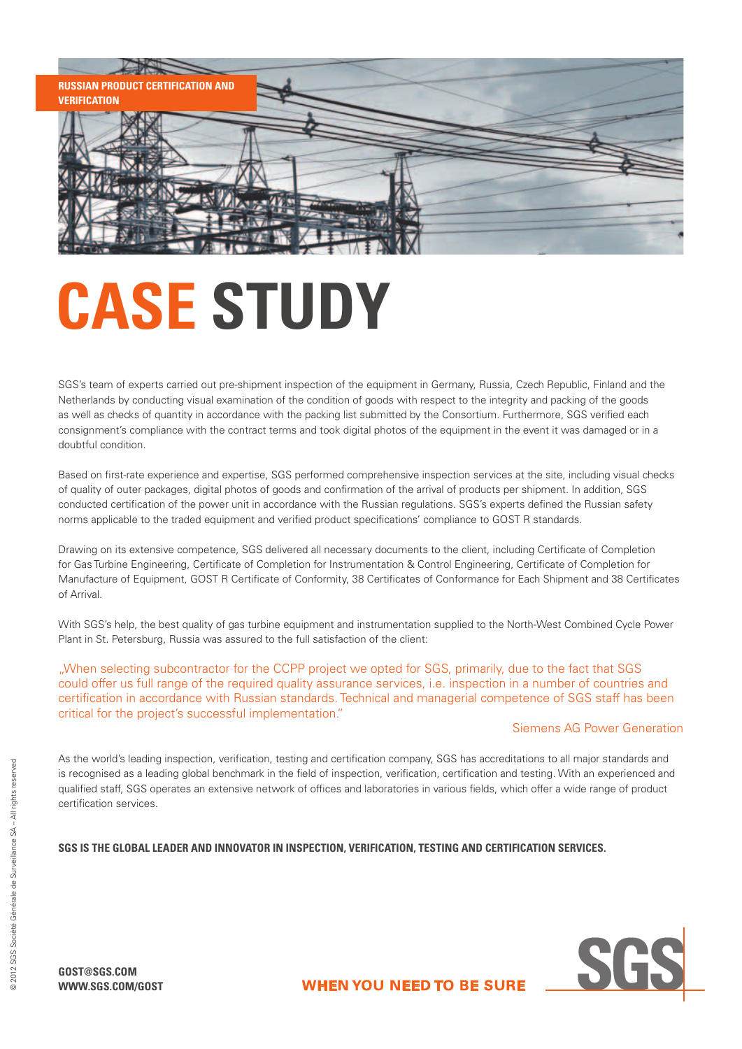RUSSIAN PRODUCT CERTIFICATION AND VERIFICATION

# CASE STUDY

SGS's team of experts carried out pre-shipment inspection of the equipment in Germany, Russia, Czech Republic, Finland and the Netherlands by conducting visual examination of the condition of goods with respect to the integrity and packing of the goods as well as checks of quantity in accordance with the packing list submitted by the Consortium. Furthermore, SGS verified each consignment's compliance with the contract terms and took digital photos of the equipment in the event it was damaged or in a doubtful condition.

Based on first-rate experience and expertise, SGS performed comprehensive inspection services at the site, including visual checks of quality of outer packages, digital photos of goods and confirmation of the arrival of products per shipment. In addition, SGS conducted certification of the power unit in accordance with the Russian regulations. SGS's experts defined the Russian safety norms applicable to the traded equipment and verified product specifications' compliance to GOST R standards.

Drawing on its extensive competence, SGS delivered all necessary documents to the client, including Certificate of Completion for Gas Turbine Engineering, Certificate of Completion for Instrumentation & Control Engineering, Certificate of Completion for Manufacture of Equipment, GOST R Certificate of Conformity, 38 Certificates of Conformance for Each Shipment and 38 Certificates of Arrival.

With SGS's help, the best quality of gas turbine equipment and instrumentation supplied to the North-West Combined Cycle Power Plant in St. Petersburg, Russia was assured to the full satisfaction of the client:

„When selecting subcontractor for the CCPP project we opted for SGS, primarily, due to the fact that SGS could offer us full range of the required quality assurance services, i.e. inspection in a number of countries and certification in accordance with Russian standards. Technical and managerial competence of SGS staff has been critical for the project's successful implementation."

Siemens AG Power Generation

As the world's leading inspection, verification, testing and certification company, SGS has accreditations to all major standards and is recognised as a leading global benchmark in the field of inspection, verification, certification and testing. With an experienced and qualified staff, SGS operates an extensive network of offices and laboratories in various fields, which offer a wide range of product certification services.

**SGS IS THE GLOBAL LEADER AND INNOVATOR IN INSPECTION, VERIFICATION, TESTING AND CERTIFICATION SERVICES.**

© 2012 SGS Société Générale de Surveillance SA – All rights reserved

GOST@SGS.COM
WWW.SGS.COM/GOST

WHEN YOU NEED TO BE SURE

SGS